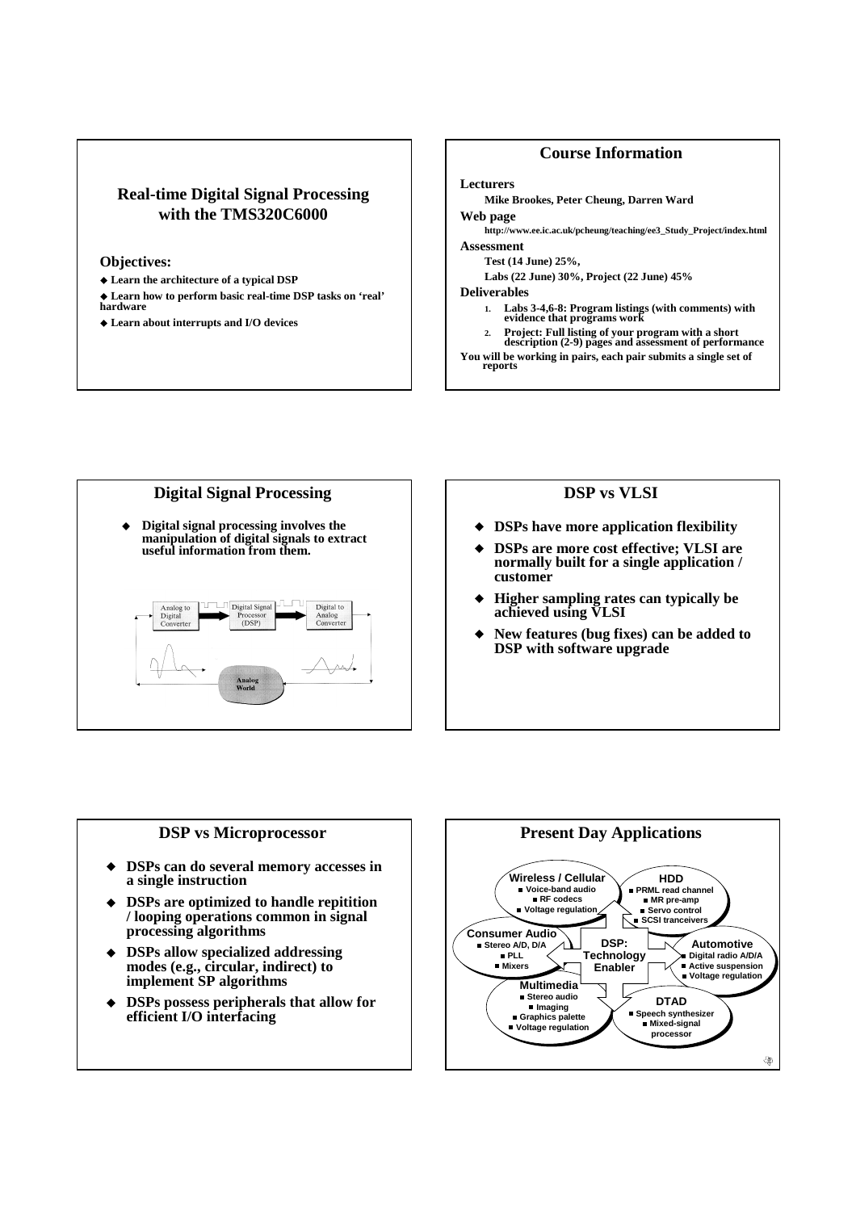# Real-time Digital Signal Processing with the TMS320C6000

**Objectives:**

- **Learn the architecture of a typical DSP**
- **Learn how to perform basic real-time DSP tasks on 'real' hardware**
- **Learn about interrupts and I/O devices**

## Course Information

**Lecturers**

**Mike Brookes, Peter Cheung, Darren Ward**

**Web page**

**http://www.ee.ic.ac.uk/pcheung/teaching/ee3_Study_Project/index.html**

**Assessment**

**Test (14 June) 25%,**

**Labs (22 June) 30%, Project (22 June) 45%**

**Deliverables**

1. **Labs 3-4,6-8: Program listings (with comments) with evidence that programs work**
2. **Project: Full listing of your program with a short description (2-9) pages and assessment of performance**

**You will be working in pairs, each pair submits a single set of reports**

## Digital Signal Processing

- **Digital signal processing involves the manipulation of digital signals to extract useful information from them.**

Analog to Digital Converter → Digital Signal Processor (DSP) → Digital to Analog Converter

Analog World

## DSP vs VLSI

- **DSPs have more application flexibility**
- **DSPs are more cost effective; VLSI are normally built for a single application / customer**
- **Higher sampling rates can typically be achieved using VLSI**
- **New features (bug fixes) can be added to DSP with software upgrade**

## DSP vs Microprocessor

- **DSPs can do several memory accesses in a single instruction**
- **DSPs are optimized to handle repitition / looping operations common in signal processing algorithms**
- **DSPs allow specialized addressing modes (e.g., circular, indirect) to implement SP algorithms**
- **DSPs possess peripherals that allow for efficient I/O interfacing**

## Present Day Applications

**DSP: Technology Enabler**

**Wireless / Cellular**
- Voice-band audio
- RF codecs
- Voltage regulation

**HDD**
- PRML read channel
- MR pre-amp
- Servo control
- SCSI tranceivers

**Consumer Audio**
- Stereo A/D, D/A
- PLL
- Mixers

**Automotive**
- Digital radio A/D/A
- Active suspension
- Voltage regulation

**Multimedia**
- Stereo audio
- Imaging
- Graphics palette
- Voltage regulation

**DTAD**
- Speech synthesizer
- Mixed-signal processor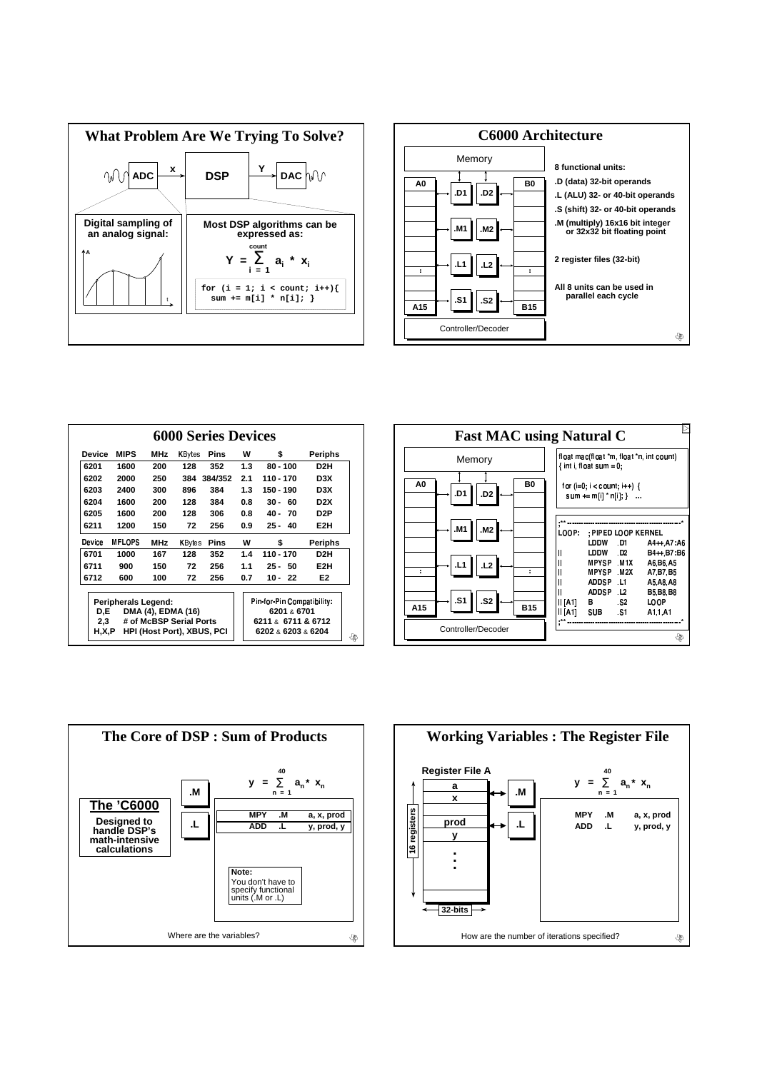## What Problem Are We Trying To Solve?

ADC → x → DSP → Y → DAC

**Digital sampling of an analog signal:**

**Most DSP algorithms can be expressed as:**

$$Y = \sum_{i=1}^{count} a_i * x_i$$

```
for (i = 1; i < count; i++){
  sum += m[i] * n[i]; }
```

## C6000 Architecture

Memory

A0 … A15 | .D1 .D2 | .M1 .M2 | .L1 .L2 | .S1 .S2 | B0 … B15

Controller/Decoder

- **8 functional units:**
- **.D (data) 32-bit operands**
- **.L (ALU) 32- or 40-bit operands**
- **.S (shift) 32- or 40-bit operands**
- **.M (multiply) 16x16 bit integer or 32x32 bit floating point**
- **2 register files (32-bit)**
- **All 8 units can be used in parallel each cycle**

## 6000 Series Devices

| Device | MIPS | MHz | KBytes | Pins | W | $ | Periphs |
|---|---|---|---|---|---|---|---|
| 6201 | 1600 | 200 | 128 | 352 | 1.3 | 80 - 100 | D2H |
| 6202 | 2000 | 250 | 384 | 384/352 | 2.1 | 110 - 170 | D3X |
| 6203 | 2400 | 300 | 896 | 384 | 1.3 | 150 - 190 | D3X |
| 6204 | 1600 | 200 | 128 | 384 | 0.8 | 30 - 60 | D2X |
| 6205 | 1600 | 200 | 128 | 306 | 0.8 | 40 - 70 | D2P |
| 6211 | 1200 | 150 | 72 | 256 | 0.9 | 25 - 40 | E2H |
| **Device** | **MFLOPS** | **MHz** | **KBytes** | **Pins** | **W** | **$** | **Periphs** |
| 6701 | 1000 | 167 | 128 | 352 | 1.4 | 110 - 170 | D2H |
| 6711 | 900 | 150 | 72 | 256 | 1.1 | 25 - 50 | E2H |
| 6712 | 600 | 100 | 72 | 256 | 0.7 | 10 - 22 | E2 |

**Peripherals Legend:**
- D,E — DMA (4), EDMA (16)
- 2,3 — # of McBSP Serial Ports
- H,X,P — HPI (Host Port), XBUS, PCI

**Pin-for-Pin Compatibility:**
- 6201 & 6701
- 6211 & 6711 & 6712
- 6202 & 6203 & 6204

## Fast MAC using Natural C

```
float mac(float *m, float *n, int count)
{ int i, float sum = 0;

  for (i=0; i < count; i++) {
    sum += m[i] * n[i]; }   ...
```

```
;** --------------------------------------------------*
LOOP:   ; PIPED LOOP KERNEL
        LDDW    .D1     A4++,A7:A6
||      LDDW    .D2     B4++,B7:B6
||      MPYSP   .M1X    A6,B6,A5
||      MPYSP   .M2X    A7,B7,B5
||      ADDSP   .L1     A5,A8,A8
||      ADDSP   .L2     B5,B8,B8
|| [A1] B       .S2     LOOP
|| [A1] SUB     .S1     A1,1,A1
;** --------------------------------------------------*
```

## The Core of DSP : Sum of Products

**The 'C6000**
**Designed to handle DSP's math-intensive calculations**

$$y = \sum_{n=1}^{40} a_n * x_n$$

| | | |
|---|---|---|
| MPY | .M | a, x, prod |
| ADD | .L | y, prod, y |

**Note:**
You don't have to specify functional units (.M or .L)

Where are the variables?

## Working Variables : The Register File

**Register File A** (16 registers, 32-bits): a, x, prod, y, …

$$y = \sum_{n=1}^{40} a_n * x_n$$

| | | |
|---|---|---|
| MPY | .M | a, x, prod |
| ADD | .L | y, prod, y |

How are the number of iterations specified?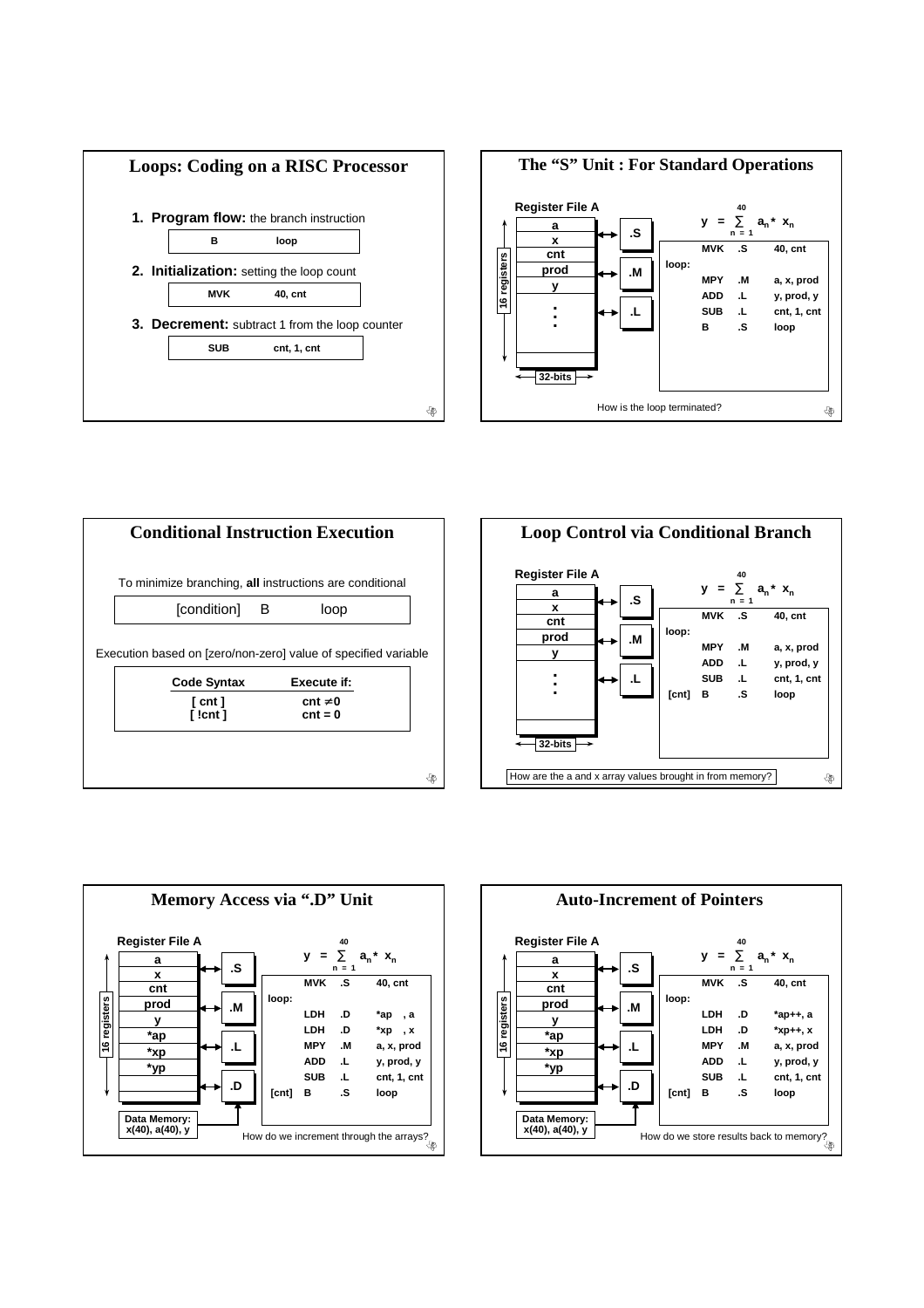## Loops: Coding on a RISC Processor

1. **Program flow:** the branch instruction

```
B        loop
```

2. **Initialization:** setting the loop count

```
MVK      40, cnt
```

3. **Decrement:** subtract 1 from the loop counter

```
SUB      cnt, 1, cnt
```

## The "S" Unit : For Standard Operations

Register File A (16 registers, 32-bits): a, x, cnt, prod, y, ...

Units: .S, .M, .L

$$y = \sum_{n=1}^{40} a_n * x_n$$

```
       MVK   .S    40, cnt
loop:
       MPY   .M    a, x, prod
       ADD   .L    y, prod, y
       SUB   .L    cnt, 1, cnt
       B     .S    loop
```

How is the loop terminated?

## Conditional Instruction Execution

To minimize branching, **all** instructions are conditional

```
[condition]   B        loop
```

Execution based on [zero/non-zero] value of specified variable

| Code Syntax | Execute if: |
|---|---|
| [ cnt ] | cnt $\neq$ 0 |
| [ !cnt ] | cnt = 0 |

## Loop Control via Conditional Branch

Register File A (16 registers, 32-bits): a, x, cnt, prod, y, ...

Units: .S, .M, .L

$$y = \sum_{n=1}^{40} a_n * x_n$$

```
       MVK   .S    40, cnt
loop:
       MPY   .M    a, x, prod
       ADD   .L    y, prod, y
       SUB   .L    cnt, 1, cnt
[cnt]  B     .S    loop
```

How are the a and x array values brought in from memory?

## Memory Access via ".D" Unit

Register File A (16 registers): a, x, cnt, prod, y, *ap, *xp, *yp

Units: .S, .M, .L, .D

Data Memory: x(40), a(40), y

$$y = \sum_{n=1}^{40} a_n * x_n$$

```
       MVK   .S    40, cnt
loop:
       LDH   .D    *ap   , a
       LDH   .D    *xp   , x
       MPY   .M    a, x, prod
       ADD   .L    y, prod, y
       SUB   .L    cnt, 1, cnt
[cnt]  B     .S    loop
```

How do we increment through the arrays?

## Auto-Increment of Pointers

Register File A (16 registers): a, x, cnt, prod, y, *ap, *xp, *yp

Units: .S, .M, .L, .D

Data Memory: x(40), a(40), y

$$y = \sum_{n=1}^{40} a_n * x_n$$

```
       MVK   .S    40, cnt
loop:
       LDH   .D    *ap++, a
       LDH   .D    *xp++, x
       MPY   .M    a, x, prod
       ADD   .L    y, prod, y
       SUB   .L    cnt, 1, cnt
[cnt]  B     .S    loop
```

How do we store results back to memory?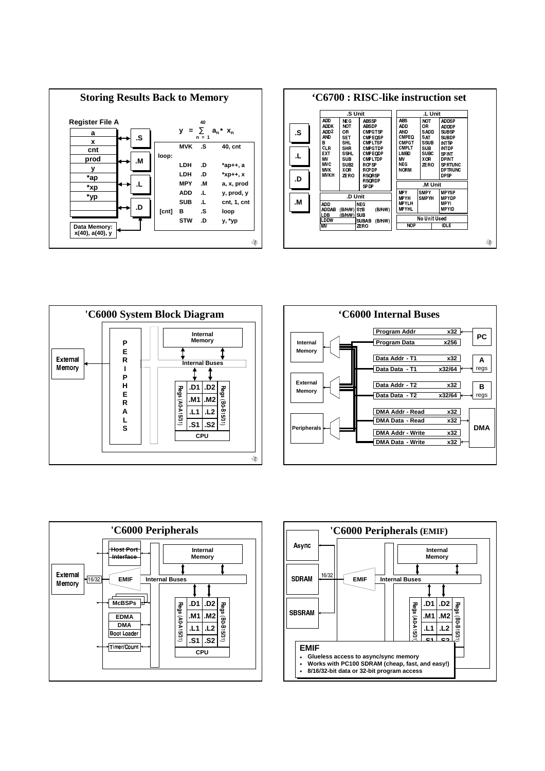## Storing Results Back to Memory

**Register File A**

| Register File A |
|---|
| a |
| x |
| cnt |
| prod |
| y |
| *ap |
| *xp |
| *yp |

Units: .S, .M, .L, .D

**Data Memory:** x(40), a(40), y

$$y = \sum_{n=1}^{40} a_n * x_n$$

```
         MVK   .S    40, cnt
loop:
         LDH   .D    *ap++, a
         LDH   .D    *xp++, x
         MPY   .M    a, x, prod
         ADD   .L    y, prod, y
         SUB   .L    cnt, 1, cnt
  [cnt]  B     .S    loop
         STW   .D    y, *yp
```

## 'C6700 : RISC-like instruction set

**.S Unit**

| | | |
|---|---|---|
| ADD | NEG | ABSSP |
| ADDK | NOT | ABSDP |
| ADD2 | OR | CMPGTSP |
| AND | SET | CMPEQSP |
| B | SHL | CMPLTSP |
| CLR | SHR | CMPGTDP |
| EXT | SSHL | CMPEQDP |
| MV | SUB | CMPLTDP |
| MVC | SUB2 | RCPSP |
| MVK | XOR | RCPDP |
| MVKH | ZERO | RSQRSP |
| | | RSQRDP |
| | | SPDP |

**.D Unit**

| | | |
|---|---|---|
| ADD | | NEG |
| ADDAB | (B/H/W) | STB (B/H/W) |
| LDB | (B/H/W) | SUB |
| LDDW | | SUBAB (B/H/W) |
| MV | | ZERO |

**.L Unit**

| | | |
|---|---|---|
| ABS | NOT | ADDSP |
| ADD | OR | ADDDP |
| AND | SADD | SUBSP |
| CMPEQ | SAT | SUBDP |
| CMPGT | SSUB | INTSP |
| CMPLT | SUB | INTDP |
| LMBD | SUBC | SPINT |
| MV | XOR | DPINT |
| NEG | ZERO | SPRTUNC |
| NORM | | DPTRUNC |
| | | DPSP |

**.M Unit**

| | | |
|---|---|---|
| MPY | SMPY | MPYSP |
| MPYH | SMPYH | MPYDP |
| MPYLH | | MPYI |
| MPYHL | | MPYID |

**No Unit Used**

| | |
|---|---|
| NOP | IDLE |

## 'C6000 System Block Diagram

External Memory — PERIPHERALS — Internal Buses — Internal Memory

CPU: Regs (A0-A15/31), .D1, .M1, .L1, .S1, .D2, .M2, .L2, .S2, Regs (B0-B15/31)

## 'C6000 Internal Buses

| Bus | Width |
|---|---|
| Program Addr | x32 |
| Program Data | x256 |
| Data Addr - T1 | x32 |
| Data Data - T1 | x32/64 |
| Data Addr - T2 | x32 |
| Data Data - T2 | x32/64 |
| DMA Addr - Read | x32 |
| DMA Data - Read | x32 |
| DMA Addr - Write | x32 |
| DMA Data - Write | x32 |

Internal Memory, External Memory, Peripherals; PC; A regs; B regs; DMA

## 'C6000 Peripherals

External Memory (16/32) — EMIF — Internal Buses — Internal Memory

Peripherals: Host Port Interface, EMIF, McBSPs, EDMA, DMA, Boot Loader, Timer/Count

CPU: Regs (A0-A15/31), .D1, .M1, .L1, .S1, .D2, .M2, .L2, .S2, Regs (B0-B15/31)

## 'C6000 Peripherals (EMIF)

Async, SDRAM (16/32), SBSRAM — EMIF — Internal Buses — Internal Memory

**EMIF**

- Glueless access to async/sync memory
- Works with PC100 SDRAM (cheap, fast, and easy!)
- 8/16/32-bit data or 32-bit program access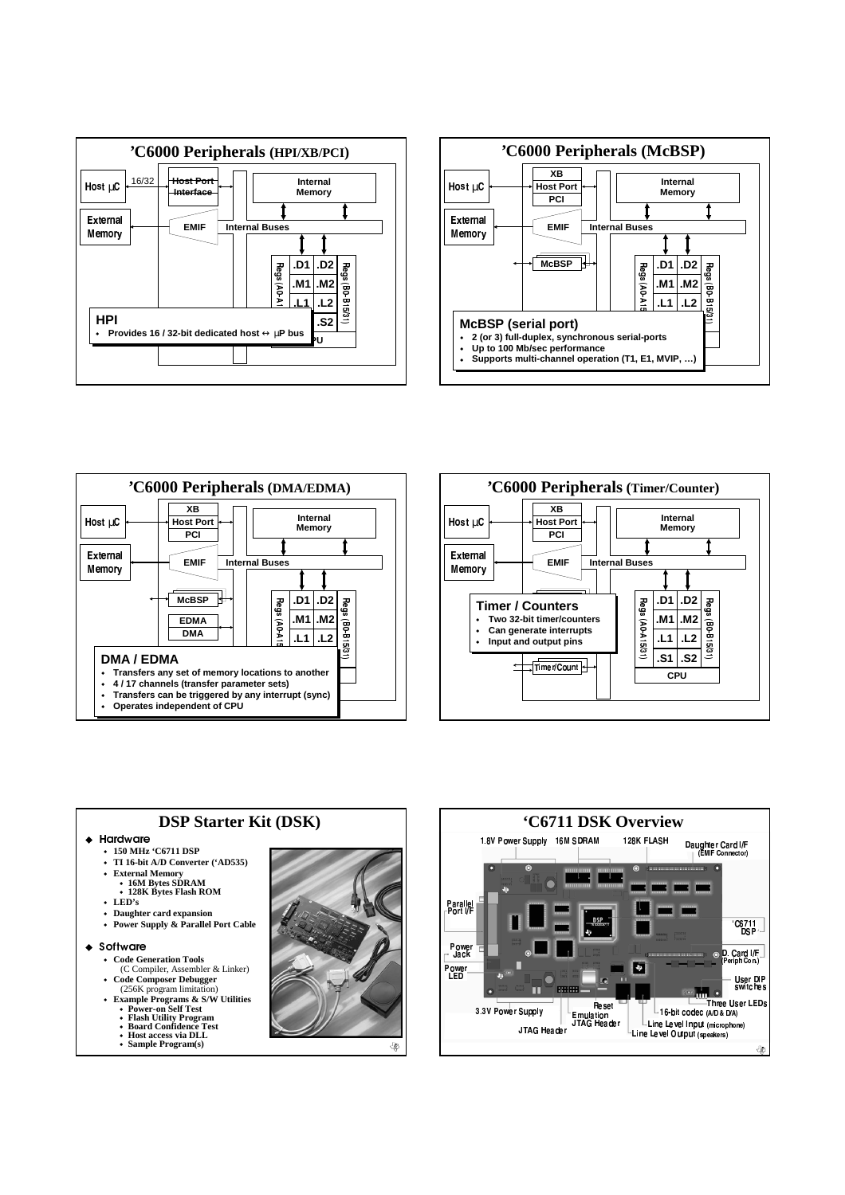## ’C6000 Peripherals (HPI/XB/PCI)

Host µC — 16/32 — Host Port Interface — Internal Memory

External Memory — EMIF — Internal Buses

Regs (A0-A15) | .D1 | .D2 | Regs (B0-B15/31)
.M1 | .M2
.L1 | .L2
.S2

CPU

**HPI**

- Provides 16 / 32-bit dedicated host ↔ µP bus

## ’C6000 Peripherals (McBSP)

Host µC — XB / Host Port / PCI — Internal Memory

External Memory — EMIF — Internal Buses

McBSP

Regs (A0-A15) | .D1 | .D2 | Regs (B0-B15/31)
.M1 | .M2
.L1 | .L2

**McBSP (serial port)**

- 2 (or 3) full-duplex, synchronous serial-ports
- Up to 100 Mb/sec performance
- Supports multi-channel operation (T1, E1, MVIP, …)

## ’C6000 Peripherals (DMA/EDMA)

Host µC — XB / Host Port / PCI — Internal Memory

External Memory — EMIF — Internal Buses

McBSP

EDMA / DMA

Regs (A0-A15) | .D1 | .D2 | Regs (B0-B15/31)
.M1 | .M2
.L1 | .L2

**DMA / EDMA**

- Transfers any set of memory locations to another
- 4 / 17 channels (transfer parameter sets)
- Transfers can be triggered by any interrupt (sync)
- Operates independent of CPU

## ’C6000 Peripherals (Timer/Counter)

Host µC — XB / Host Port / PCI — Internal Memory

External Memory — EMIF — Internal Buses

Timer/Count

Regs (A0-A15/31) | .D1 | .D2 | Regs (B0-B15/31)
.M1 | .M2
.L1 | .L2
.S1 | .S2

CPU

**Timer / Counters**

- Two 32-bit timer/counters
- Can generate interrupts
- Input and output pins

## DSP Starter Kit (DSK)

- **Hardware**
  - 150 MHz ‘C6711 DSP
  - TI 16-bit A/D Converter (‘AD535)
  - External Memory
    - 16M Bytes SDRAM
    - 128K Bytes Flash ROM
  - LED’s
  - Daughter card expansion
  - Power Supply & Parallel Port Cable
- **Software**
  - Code Generation Tools (C Compiler, Assembler & Linker)
  - Code Composer Debugger (256K program limitation)
  - Example Programs & S/W Utilities
    - Power-on Self Test
    - Flash Utility Program
    - Board Confidence Test
    - Host access via DLL
    - Sample Program(s)

## ‘C6711 DSK Overview

1.8V Power Supply, 16M SDRAM, 128K FLASH, Daughter Card I/F (EMIF Connector), Parallel Port I/F, ‘C6711 DSP, Power Jack, D. Card I/F (Periph Con.), Power LED, User DIP switches, Three User LEDs, 3.3V Power Supply, Reset, 16-bit codec (A/D & D/A), Emulation JTAG Header, Line Level Input (microphone), JTAG Header, Line Level Output (speakers)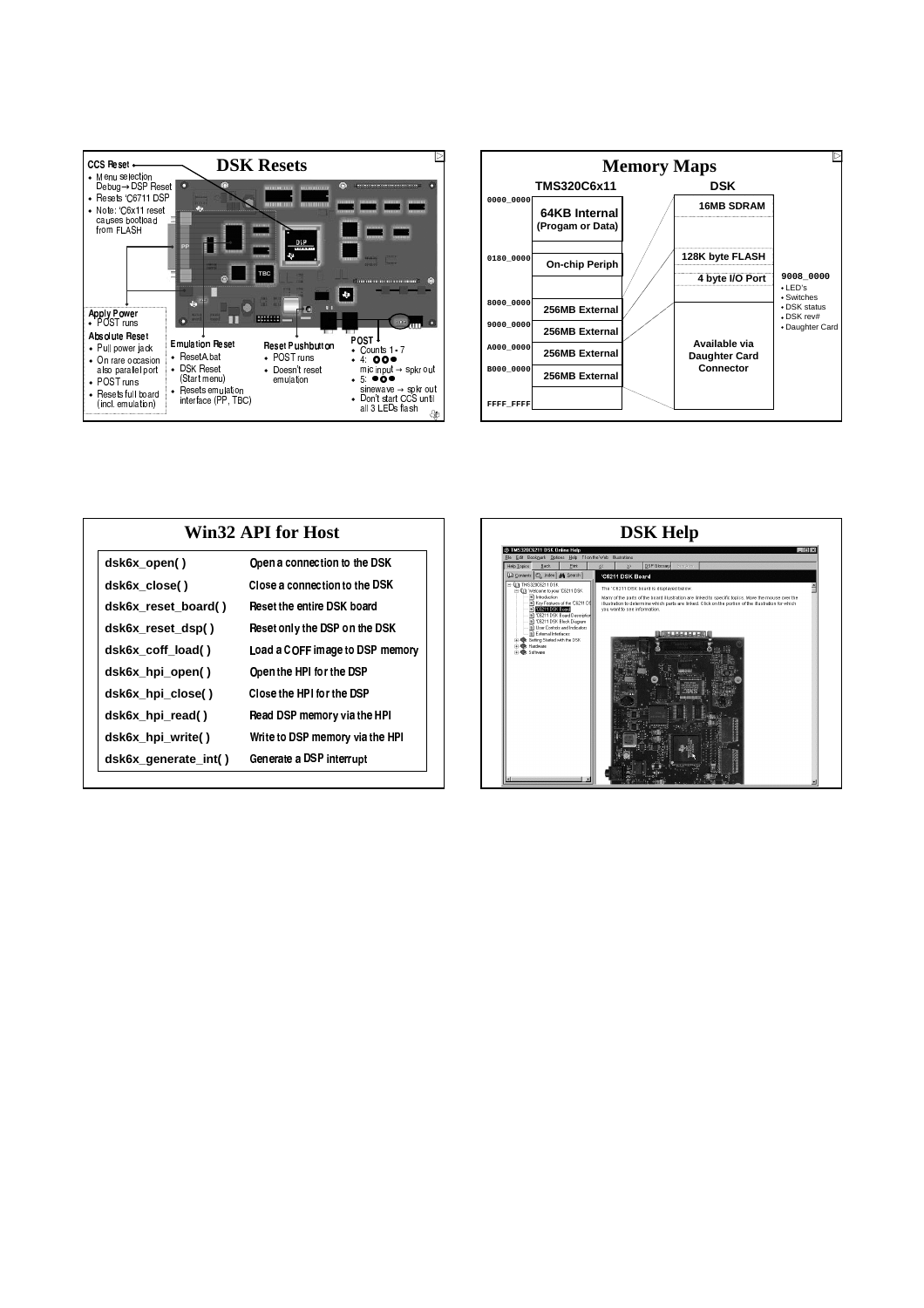## DSK Resets

**CCS Reset**
- Menu selection Debug→DSP Reset
- Resets 'C6711 DSP
- Note: 'C6x11 reset causes bootload from FLASH

**Apply Power**
- POST runs

**Absolute Reset**
- Pull power jack
- On rare occasion also paralel port
- POST runs
- Resets full board (incl. emulation)

**Emulation Reset**
- ResetA.bat
- DSK Reset (Start menu)
- Resets emulation interface (PP, TBC)

**Reset Pushbutton**
- POST runs
- Doesn't reset emulation

**POST**
- Counts 1 - 7
- 4: mic input → spkr out
- 5: sinewave → spkr out
- Don't start CCS until all 3 LEDs flash

## Memory Maps

TMS320C6x11

0000_0000

64KB Internal (Progam or Data)

0180_0000

On-chip Periph

8000_0000

256MB External

9000_0000

256MB External

A000_0000

256MB External

B000_0000

256MB External

FFFF_FFFF

DSK

16MB SDRAM

128K byte FLASH

4 byte I/O Port

9008_0000
- LED's
- Switches
- DSK status
- DSK rev#
- Daughter Card

Available via Daughter Card Connector

## Win32 API for Host

| | |
|---|---|
| **dsk6x_open( )** | Open a connection to the DSK |
| **dsk6x_close( )** | Close a connection to the DSK |
| **dsk6x_reset_board( )** | Reset the entire DSK board |
| **dsk6x_reset_dsp( )** | Reset only the DSP on the DSK |
| **dsk6x_coff_load( )** | Load a COFF image to DSP memory |
| **dsk6x_hpi_open( )** | Open the HPI for the DSP |
| **dsk6x_hpi_close( )** | Close the HPI for the DSP |
| **dsk6x_hpi_read( )** | Read DSP memory via the HPI |
| **dsk6x_hpi_write( )** | Write to DSP memory via the HPI |
| **dsk6x_generate_int( )** | Generate a DSP interrupt |

## DSK Help